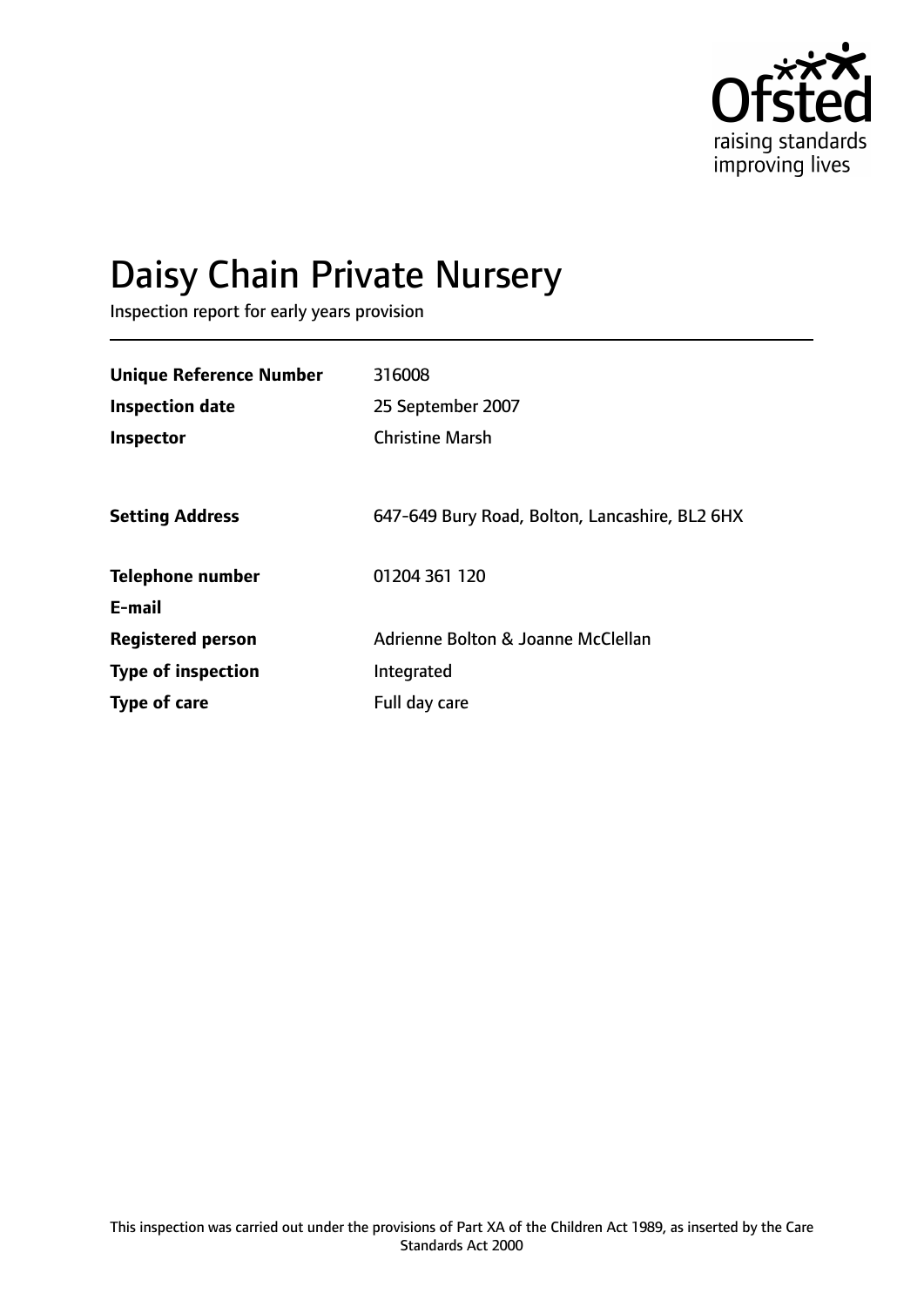Ofsted
raising standards
improving lives

# Daisy Chain Private Nursery

Inspection report for early years provision

| | |
|---|---|
| **Unique Reference Number** | 316008 |
| **Inspection date** | 25 September 2007 |
| **Inspector** | Christine Marsh |
| | |
| **Setting Address** | 647-649 Bury Road, Bolton, Lancashire, BL2 6HX |
| | |
| **Telephone number** | 01204 361 120 |
| **E-mail** | |
| **Registered person** | Adrienne Bolton & Joanne McClellan |
| **Type of inspection** | Integrated |
| **Type of care** | Full day care |

This inspection was carried out under the provisions of Part XA of the Children Act 1989, as inserted by the Care Standards Act 2000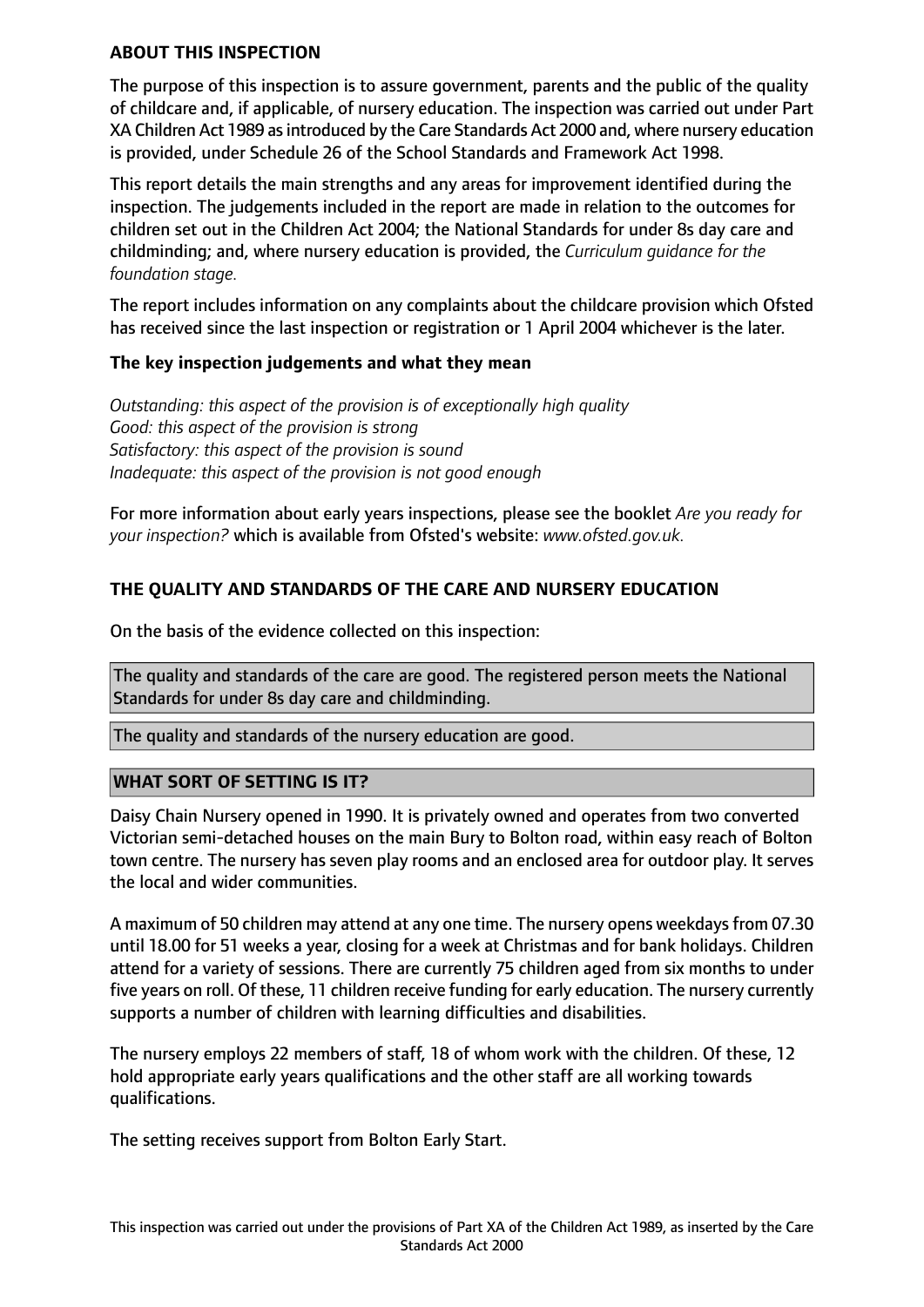**ABOUT THIS INSPECTION**

The purpose of this inspection is to assure government, parents and the public of the quality of childcare and, if applicable, of nursery education. The inspection was carried out under Part XA Children Act 1989 as introduced by the Care Standards Act 2000 and, where nursery education is provided, under Schedule 26 of the School Standards and Framework Act 1998.

This report details the main strengths and any areas for improvement identified during the inspection. The judgements included in the report are made in relation to the outcomes for children set out in the Children Act 2004; the National Standards for under 8s day care and childminding; and, where nursery education is provided, the *Curriculum guidance for the foundation stage.*

The report includes information on any complaints about the childcare provision which Ofsted has received since the last inspection or registration or 1 April 2004 whichever is the later.

**The key inspection judgements and what they mean**

*Outstanding: this aspect of the provision is of exceptionally high quality*
*Good: this aspect of the provision is strong*
*Satisfactory: this aspect of the provision is sound*
*Inadequate: this aspect of the provision is not good enough*

For more information about early years inspections, please see the booklet *Are you ready for your inspection?* which is available from Ofsted's website: *www.ofsted.gov.uk.*

**THE QUALITY AND STANDARDS OF THE CARE AND NURSERY EDUCATION**

On the basis of the evidence collected on this inspection:

The quality and standards of the care are good. The registered person meets the National Standards for under 8s day care and childminding.

The quality and standards of the nursery education are good.

**WHAT SORT OF SETTING IS IT?**

Daisy Chain Nursery opened in 1990. It is privately owned and operates from two converted Victorian semi-detached houses on the main Bury to Bolton road, within easy reach of Bolton town centre. The nursery has seven play rooms and an enclosed area for outdoor play. It serves the local and wider communities.

A maximum of 50 children may attend at any one time. The nursery opens weekdays from 07.30 until 18.00 for 51 weeks a year, closing for a week at Christmas and for bank holidays. Children attend for a variety of sessions. There are currently 75 children aged from six months to under five years on roll. Of these, 11 children receive funding for early education. The nursery currently supports a number of children with learning difficulties and disabilities.

The nursery employs 22 members of staff, 18 of whom work with the children. Of these, 12 hold appropriate early years qualifications and the other staff are all working towards qualifications.

The setting receives support from Bolton Early Start.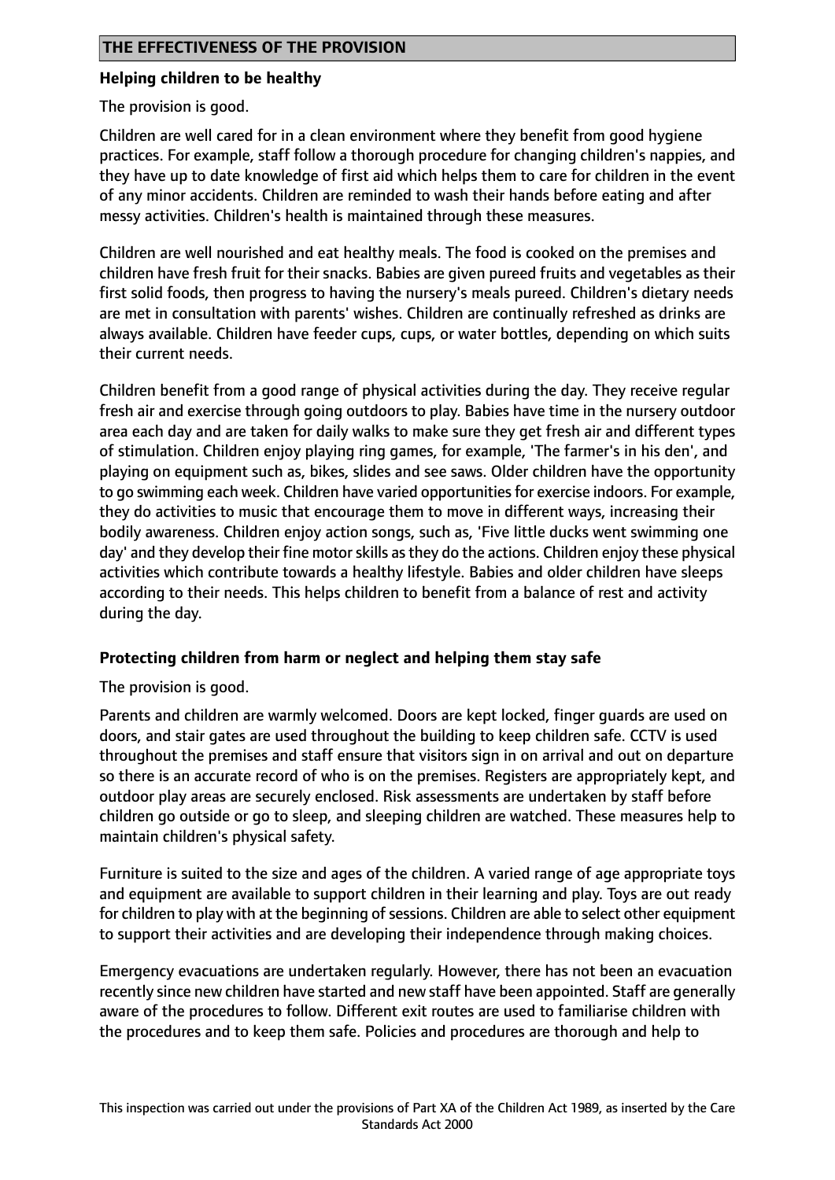## THE EFFECTIVENESS OF THE PROVISION

### Helping children to be healthy

The provision is good.

Children are well cared for in a clean environment where they benefit from good hygiene practices. For example, staff follow a thorough procedure for changing children's nappies, and they have up to date knowledge of first aid which helps them to care for children in the event of any minor accidents. Children are reminded to wash their hands before eating and after messy activities. Children's health is maintained through these measures.

Children are well nourished and eat healthy meals. The food is cooked on the premises and children have fresh fruit for their snacks. Babies are given pureed fruits and vegetables as their first solid foods, then progress to having the nursery's meals pureed. Children's dietary needs are met in consultation with parents' wishes. Children are continually refreshed as drinks are always available. Children have feeder cups, cups, or water bottles, depending on which suits their current needs.

Children benefit from a good range of physical activities during the day. They receive regular fresh air and exercise through going outdoors to play. Babies have time in the nursery outdoor area each day and are taken for daily walks to make sure they get fresh air and different types of stimulation. Children enjoy playing ring games, for example, 'The farmer's in his den', and playing on equipment such as, bikes, slides and see saws. Older children have the opportunity to go swimming each week. Children have varied opportunities for exercise indoors. For example, they do activities to music that encourage them to move in different ways, increasing their bodily awareness. Children enjoy action songs, such as, 'Five little ducks went swimming one day' and they develop their fine motor skills as they do the actions. Children enjoy these physical activities which contribute towards a healthy lifestyle. Babies and older children have sleeps according to their needs. This helps children to benefit from a balance of rest and activity during the day.

### Protecting children from harm or neglect and helping them stay safe

The provision is good.

Parents and children are warmly welcomed. Doors are kept locked, finger guards are used on doors, and stair gates are used throughout the building to keep children safe. CCTV is used throughout the premises and staff ensure that visitors sign in on arrival and out on departure so there is an accurate record of who is on the premises. Registers are appropriately kept, and outdoor play areas are securely enclosed. Risk assessments are undertaken by staff before children go outside or go to sleep, and sleeping children are watched. These measures help to maintain children's physical safety.

Furniture is suited to the size and ages of the children. A varied range of age appropriate toys and equipment are available to support children in their learning and play. Toys are out ready for children to play with at the beginning of sessions. Children are able to select other equipment to support their activities and are developing their independence through making choices.

Emergency evacuations are undertaken regularly. However, there has not been an evacuation recently since new children have started and new staff have been appointed. Staff are generally aware of the procedures to follow. Different exit routes are used to familiarise children with the procedures and to keep them safe. Policies and procedures are thorough and help to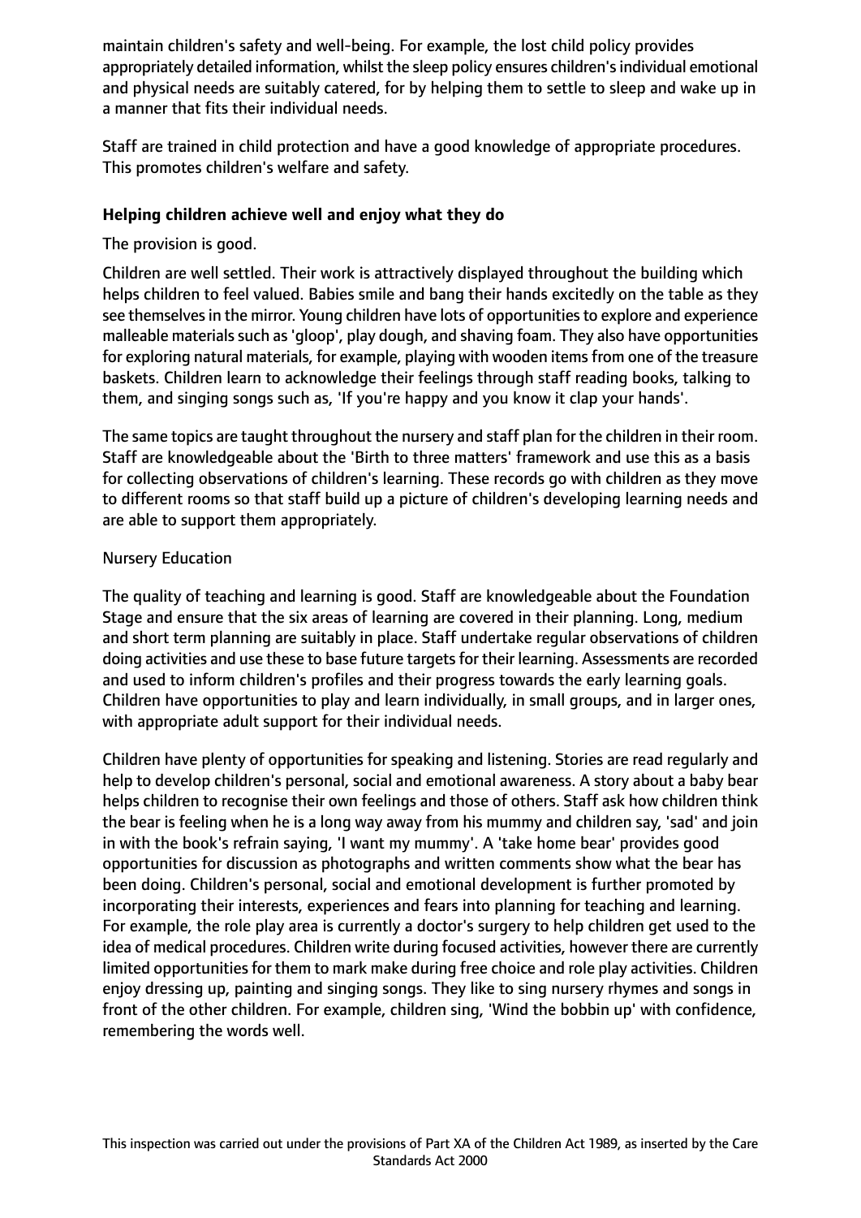maintain children's safety and well-being. For example, the lost child policy provides appropriately detailed information, whilst the sleep policy ensures children's individual emotional and physical needs are suitably catered, for by helping them to settle to sleep and wake up in a manner that fits their individual needs.

Staff are trained in child protection and have a good knowledge of appropriate procedures. This promotes children's welfare and safety.

### Helping children achieve well and enjoy what they do

The provision is good.

Children are well settled. Their work is attractively displayed throughout the building which helps children to feel valued. Babies smile and bang their hands excitedly on the table as they see themselves in the mirror. Young children have lots of opportunities to explore and experience malleable materials such as 'gloop', play dough, and shaving foam. They also have opportunities for exploring natural materials, for example, playing with wooden items from one of the treasure baskets. Children learn to acknowledge their feelings through staff reading books, talking to them, and singing songs such as, 'If you're happy and you know it clap your hands'.

The same topics are taught throughout the nursery and staff plan for the children in their room. Staff are knowledgeable about the 'Birth to three matters' framework and use this as a basis for collecting observations of children's learning. These records go with children as they move to different rooms so that staff build up a picture of children's developing learning needs and are able to support them appropriately.

Nursery Education

The quality of teaching and learning is good. Staff are knowledgeable about the Foundation Stage and ensure that the six areas of learning are covered in their planning. Long, medium and short term planning are suitably in place. Staff undertake regular observations of children doing activities and use these to base future targets for their learning. Assessments are recorded and used to inform children's profiles and their progress towards the early learning goals. Children have opportunities to play and learn individually, in small groups, and in larger ones, with appropriate adult support for their individual needs.

Children have plenty of opportunities for speaking and listening. Stories are read regularly and help to develop children's personal, social and emotional awareness. A story about a baby bear helps children to recognise their own feelings and those of others. Staff ask how children think the bear is feeling when he is a long way away from his mummy and children say, 'sad' and join in with the book's refrain saying, 'I want my mummy'. A 'take home bear' provides good opportunities for discussion as photographs and written comments show what the bear has been doing. Children's personal, social and emotional development is further promoted by incorporating their interests, experiences and fears into planning for teaching and learning. For example, the role play area is currently a doctor's surgery to help children get used to the idea of medical procedures. Children write during focused activities, however there are currently limited opportunities for them to mark make during free choice and role play activities. Children enjoy dressing up, painting and singing songs. They like to sing nursery rhymes and songs in front of the other children. For example, children sing, 'Wind the bobbin up' with confidence, remembering the words well.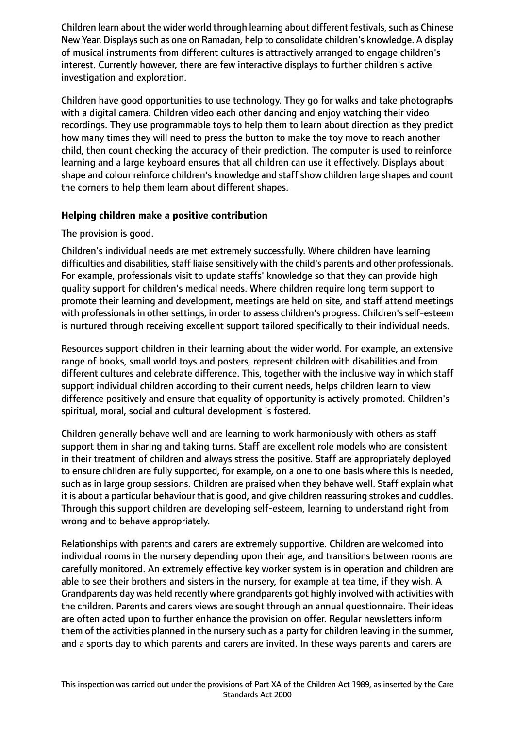Children learn about the wider world through learning about different festivals, such as Chinese New Year. Displays such as one on Ramadan, help to consolidate children's knowledge. A display of musical instruments from different cultures is attractively arranged to engage children's interest. Currently however, there are few interactive displays to further children's active investigation and exploration.

Children have good opportunities to use technology. They go for walks and take photographs with a digital camera. Children video each other dancing and enjoy watching their video recordings. They use programmable toys to help them to learn about direction as they predict how many times they will need to press the button to make the toy move to reach another child, then count checking the accuracy of their prediction. The computer is used to reinforce learning and a large keyboard ensures that all children can use it effectively. Displays about shape and colour reinforce children's knowledge and staff show children large shapes and count the corners to help them learn about different shapes.

**Helping children make a positive contribution**

The provision is good.

Children's individual needs are met extremely successfully. Where children have learning difficulties and disabilities, staff liaise sensitively with the child's parents and other professionals. For example, professionals visit to update staffs' knowledge so that they can provide high quality support for children's medical needs. Where children require long term support to promote their learning and development, meetings are held on site, and staff attend meetings with professionals in other settings, in order to assess children's progress. Children's self-esteem is nurtured through receiving excellent support tailored specifically to their individual needs.

Resources support children in their learning about the wider world. For example, an extensive range of books, small world toys and posters, represent children with disabilities and from different cultures and celebrate difference. This, together with the inclusive way in which staff support individual children according to their current needs, helps children learn to view difference positively and ensure that equality of opportunity is actively promoted. Children's spiritual, moral, social and cultural development is fostered.

Children generally behave well and are learning to work harmoniously with others as staff support them in sharing and taking turns. Staff are excellent role models who are consistent in their treatment of children and always stress the positive. Staff are appropriately deployed to ensure children are fully supported, for example, on a one to one basis where this is needed, such as in large group sessions. Children are praised when they behave well. Staff explain what it is about a particular behaviour that is good, and give children reassuring strokes and cuddles. Through this support children are developing self-esteem, learning to understand right from wrong and to behave appropriately.

Relationships with parents and carers are extremely supportive. Children are welcomed into individual rooms in the nursery depending upon their age, and transitions between rooms are carefully monitored. An extremely effective key worker system is in operation and children are able to see their brothers and sisters in the nursery, for example at tea time, if they wish. A Grandparents day was held recently where grandparents got highly involved with activities with the children. Parents and carers views are sought through an annual questionnaire. Their ideas are often acted upon to further enhance the provision on offer. Regular newsletters inform them of the activities planned in the nursery such as a party for children leaving in the summer, and a sports day to which parents and carers are invited. In these ways parents and carers are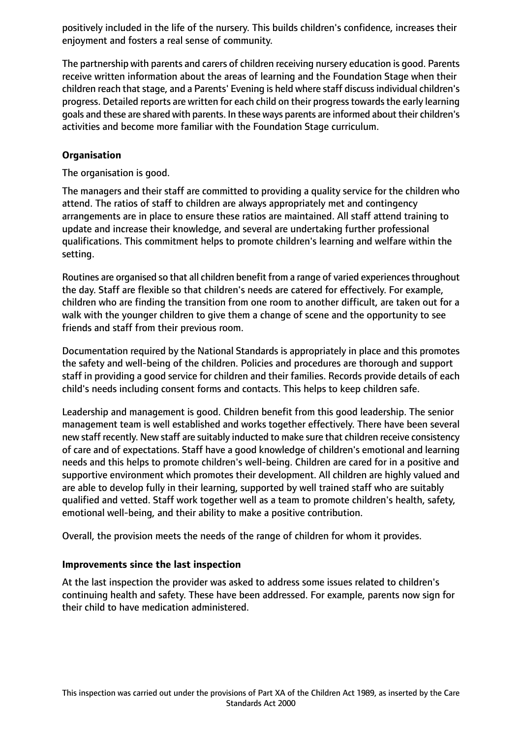positively included in the life of the nursery. This builds children's confidence, increases their enjoyment and fosters a real sense of community.

The partnership with parents and carers of children receiving nursery education is good. Parents receive written information about the areas of learning and the Foundation Stage when their children reach that stage, and a Parents' Evening is held where staff discuss individual children's progress. Detailed reports are written for each child on their progress towards the early learning goals and these are shared with parents. In these ways parents are informed about their children's activities and become more familiar with the Foundation Stage curriculum.

**Organisation**

The organisation is good.

The managers and their staff are committed to providing a quality service for the children who attend. The ratios of staff to children are always appropriately met and contingency arrangements are in place to ensure these ratios are maintained. All staff attend training to update and increase their knowledge, and several are undertaking further professional qualifications. This commitment helps to promote children's learning and welfare within the setting.

Routines are organised so that all children benefit from a range of varied experiences throughout the day. Staff are flexible so that children's needs are catered for effectively. For example, children who are finding the transition from one room to another difficult, are taken out for a walk with the younger children to give them a change of scene and the opportunity to see friends and staff from their previous room.

Documentation required by the National Standards is appropriately in place and this promotes the safety and well-being of the children. Policies and procedures are thorough and support staff in providing a good service for children and their families. Records provide details of each child's needs including consent forms and contacts. This helps to keep children safe.

Leadership and management is good. Children benefit from this good leadership. The senior management team is well established and works together effectively. There have been several new staff recently. New staff are suitably inducted to make sure that children receive consistency of care and of expectations. Staff have a good knowledge of children's emotional and learning needs and this helps to promote children's well-being. Children are cared for in a positive and supportive environment which promotes their development. All children are highly valued and are able to develop fully in their learning, supported by well trained staff who are suitably qualified and vetted. Staff work together well as a team to promote children's health, safety, emotional well-being, and their ability to make a positive contribution.

Overall, the provision meets the needs of the range of children for whom it provides.

**Improvements since the last inspection**

At the last inspection the provider was asked to address some issues related to children's continuing health and safety. These have been addressed. For example, parents now sign for their child to have medication administered.

This inspection was carried out under the provisions of Part XA of the Children Act 1989, as inserted by the Care Standards Act 2000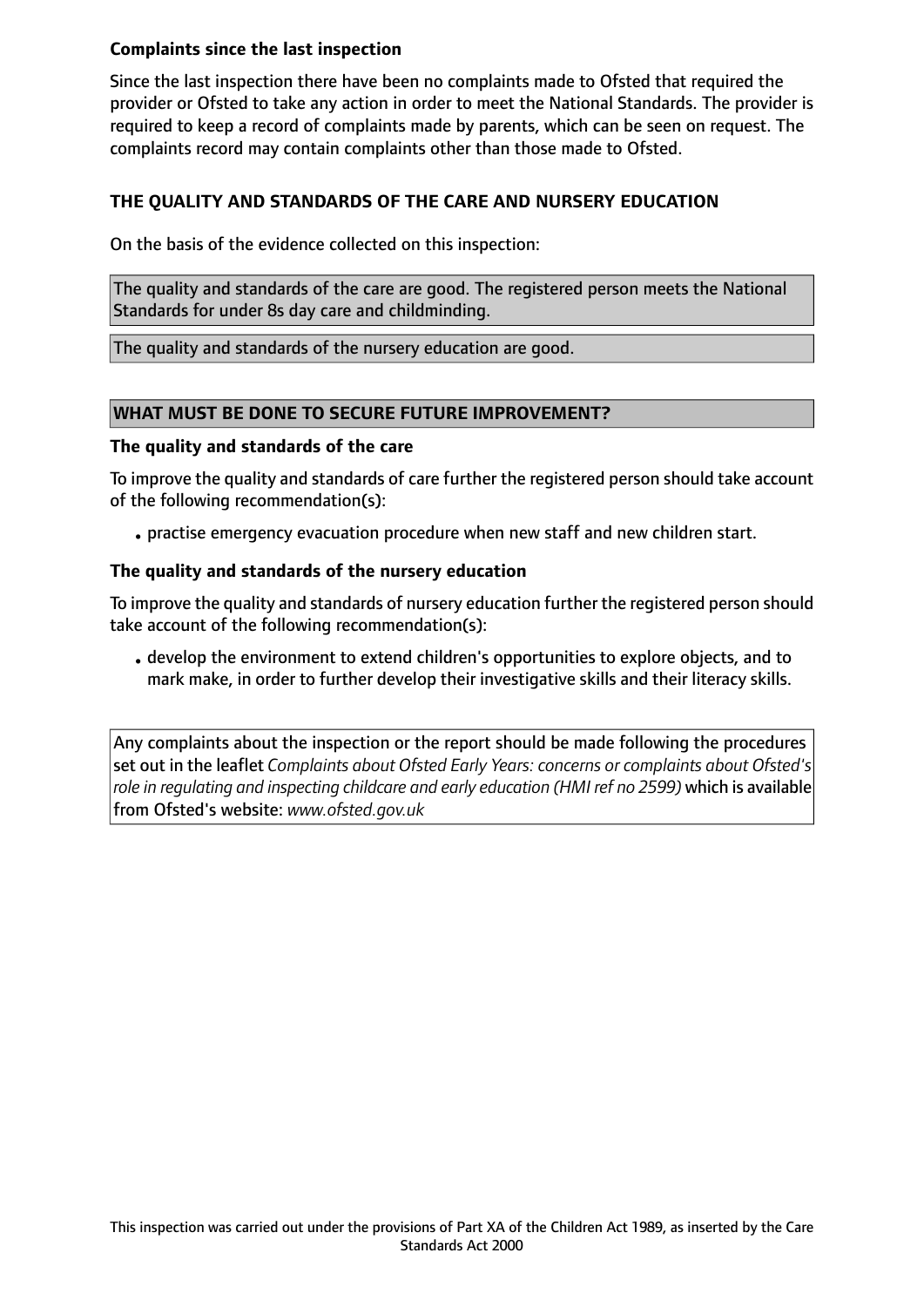**Complaints since the last inspection**

Since the last inspection there have been no complaints made to Ofsted that required the provider or Ofsted to take any action in order to meet the National Standards. The provider is required to keep a record of complaints made by parents, which can be seen on request. The complaints record may contain complaints other than those made to Ofsted.

## THE QUALITY AND STANDARDS OF THE CARE AND NURSERY EDUCATION

On the basis of the evidence collected on this inspection:

The quality and standards of the care are good. The registered person meets the National Standards for under 8s day care and childminding.

The quality and standards of the nursery education are good.

## WHAT MUST BE DONE TO SECURE FUTURE IMPROVEMENT?

**The quality and standards of the care**

To improve the quality and standards of care further the registered person should take account of the following recommendation(s):

- practise emergency evacuation procedure when new staff and new children start.

**The quality and standards of the nursery education**

To improve the quality and standards of nursery education further the registered person should take account of the following recommendation(s):

- develop the environment to extend children's opportunities to explore objects, and to mark make, in order to further develop their investigative skills and their literacy skills.

Any complaints about the inspection or the report should be made following the procedures set out in the leaflet *Complaints about Ofsted Early Years: concerns or complaints about Ofsted's role in regulating and inspecting childcare and early education (HMI ref no 2599)* which is available from Ofsted's website: *www.ofsted.gov.uk*

This inspection was carried out under the provisions of Part XA of the Children Act 1989, as inserted by the Care Standards Act 2000